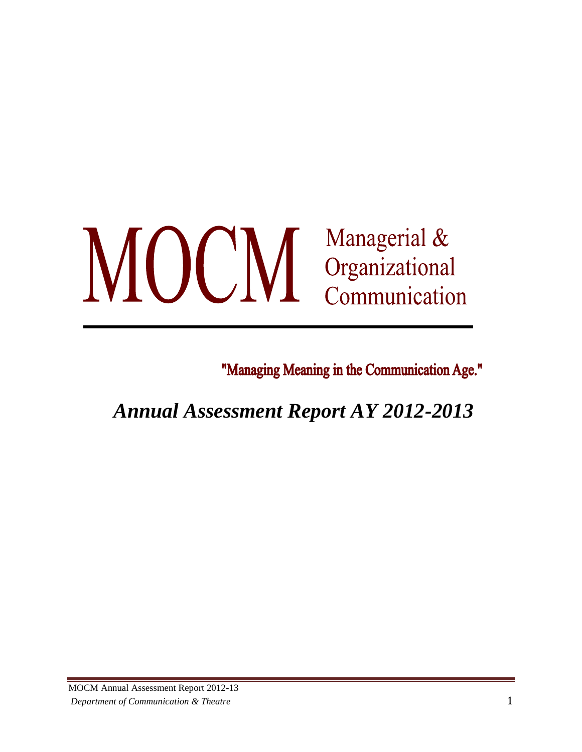# MOCM Managerial & Organizational Communication

"Managing Meaning in the Communication Age."

## *Annual Assessment Report AY 2012-2013*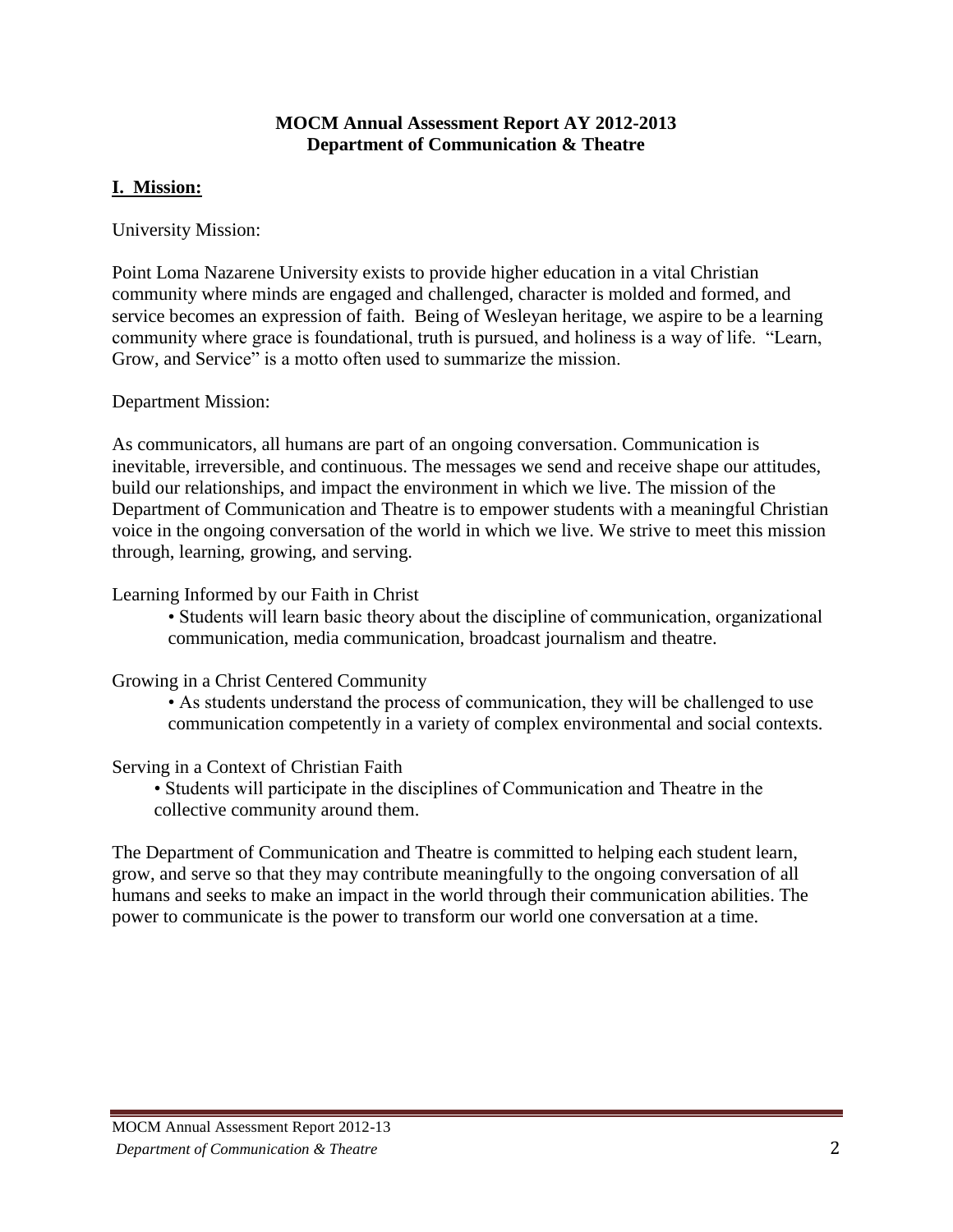**MOCM Annual Assessment Report AY 2012-2013**
**Department of Communication & Theatre**

## I. Mission:

University Mission:

Point Loma Nazarene University exists to provide higher education in a vital Christian community where minds are engaged and challenged, character is molded and formed, and service becomes an expression of faith. Being of Wesleyan heritage, we aspire to be a learning community where grace is foundational, truth is pursued, and holiness is a way of life. "Learn, Grow, and Service" is a motto often used to summarize the mission.

Department Mission:

As communicators, all humans are part of an ongoing conversation. Communication is inevitable, irreversible, and continuous. The messages we send and receive shape our attitudes, build our relationships, and impact the environment in which we live. The mission of the Department of Communication and Theatre is to empower students with a meaningful Christian voice in the ongoing conversation of the world in which we live. We strive to meet this mission through, learning, growing, and serving.

Learning Informed by our Faith in Christ

- Students will learn basic theory about the discipline of communication, organizational communication, media communication, broadcast journalism and theatre.

Growing in a Christ Centered Community

- As students understand the process of communication, they will be challenged to use communication competently in a variety of complex environmental and social contexts.

Serving in a Context of Christian Faith

- Students will participate in the disciplines of Communication and Theatre in the collective community around them.

The Department of Communication and Theatre is committed to helping each student learn, grow, and serve so that they may contribute meaningfully to the ongoing conversation of all humans and seeks to make an impact in the world through their communication abilities. The power to communicate is the power to transform our world one conversation at a time.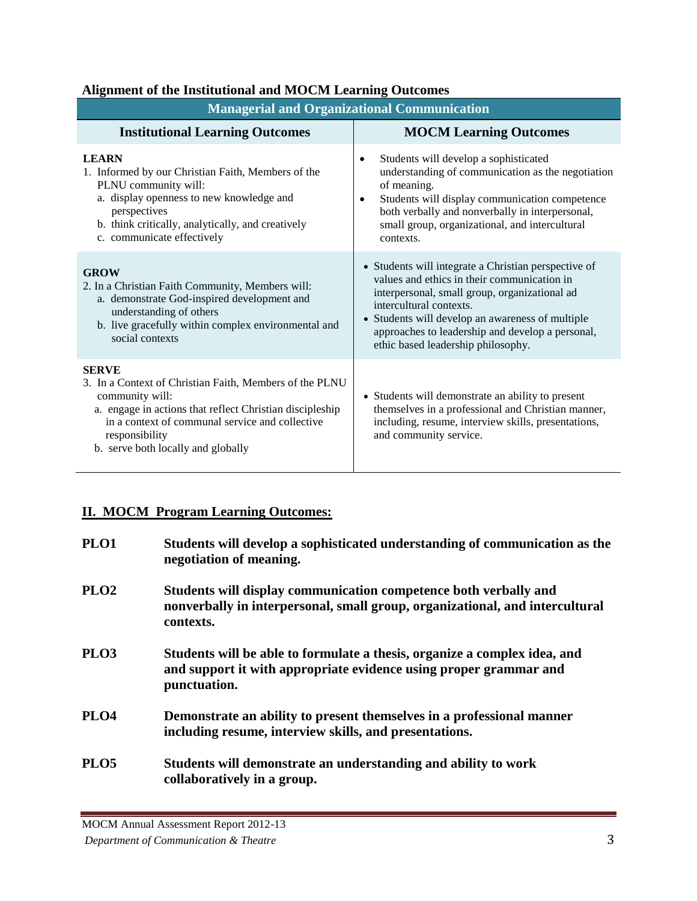**Alignment of the Institutional and MOCM Learning Outcomes**

| Managerial and Organizational Communication | |
|---|---|
| **Institutional Learning Outcomes** | **MOCM Learning Outcomes** |
| **LEARN**<br>1. Informed by our Christian Faith, Members of the PLNU community will:<br>a. display openness to new knowledge and perspectives<br>b. think critically, analytically, and creatively<br>c. communicate effectively | • Students will develop a sophisticated understanding of communication as the negotiation of meaning.<br>• Students will display communication competence both verbally and nonverbally in interpersonal, small group, organizational, and intercultural contexts. |
| **GROW**<br>2. In a Christian Faith Community, Members will:<br>a. demonstrate God-inspired development and understanding of others<br>b. live gracefully within complex environmental and social contexts | • Students will integrate a Christian perspective of values and ethics in their communication in interpersonal, small group, organizational ad intercultural contexts.<br>• Students will develop an awareness of multiple approaches to leadership and develop a personal, ethic based leadership philosophy. |
| **SERVE**<br>3. In a Context of Christian Faith, Members of the PLNU community will:<br>a. engage in actions that reflect Christian discipleship in a context of communal service and collective responsibility<br>b. serve both locally and globally | • Students will demonstrate an ability to present themselves in a professional and Christian manner, including, resume, interview skills, presentations, and community service. |

## II. MOCM Program Learning Outcomes:

**PLO1** **Students will develop a sophisticated understanding of communication as the negotiation of meaning.**

**PLO2** **Students will display communication competence both verbally and nonverbally in interpersonal, small group, organizational, and intercultural contexts.**

**PLO3** **Students will be able to formulate a thesis, organize a complex idea, and and support it with appropriate evidence using proper grammar and punctuation.**

**PLO4** **Demonstrate an ability to present themselves in a professional manner including resume, interview skills, and presentations.**

**PLO5** **Students will demonstrate an understanding and ability to work collaboratively in a group.**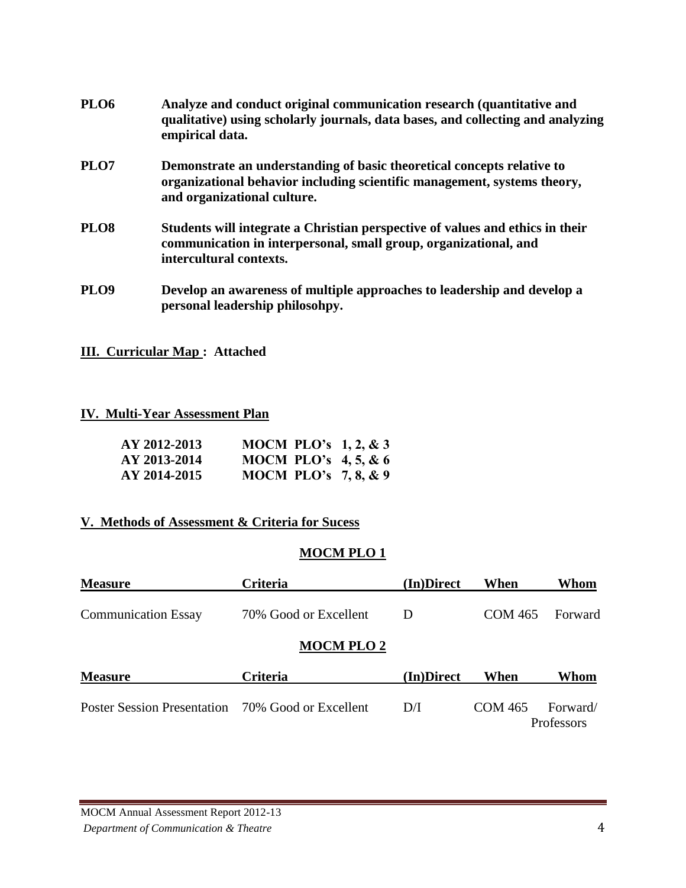**PLO6** **Analyze and conduct original communication research (quantitative and qualitative) using scholarly journals, data bases, and collecting and analyzing empirical data.**

**PLO7** **Demonstrate an understanding of basic theoretical concepts relative to organizational behavior including scientific management, systems theory, and organizational culture.**

**PLO8** **Students will integrate a Christian perspective of values and ethics in their communication in interpersonal, small group, organizational, and intercultural contexts.**

**PLO9** **Develop an awareness of multiple approaches to leadership and develop a personal leadership philosohpy.**

## III. Curricular Map : Attached

## IV. Multi-Year Assessment Plan

| | |
|---|---|
| **AY 2012-2013** | **MOCM PLO's 1, 2, & 3** |
| **AY 2013-2014** | **MOCM PLO's 4, 5, & 6** |
| **AY 2014-2015** | **MOCM PLO's 7, 8, & 9** |

## V. Methods of Assessment & Criteria for Sucess

### MOCM PLO 1

| Measure | Criteria | (In)Direct | When | Whom |
|---|---|---|---|---|
| Communication Essay | 70% Good or Excellent | D | COM 465 | Forward |

### MOCM PLO 2

| Measure | Criteria | (In)Direct | When | Whom |
|---|---|---|---|---|
| Poster Session Presentation | 70% Good or Excellent | D/I | COM 465 | Forward/ Professors |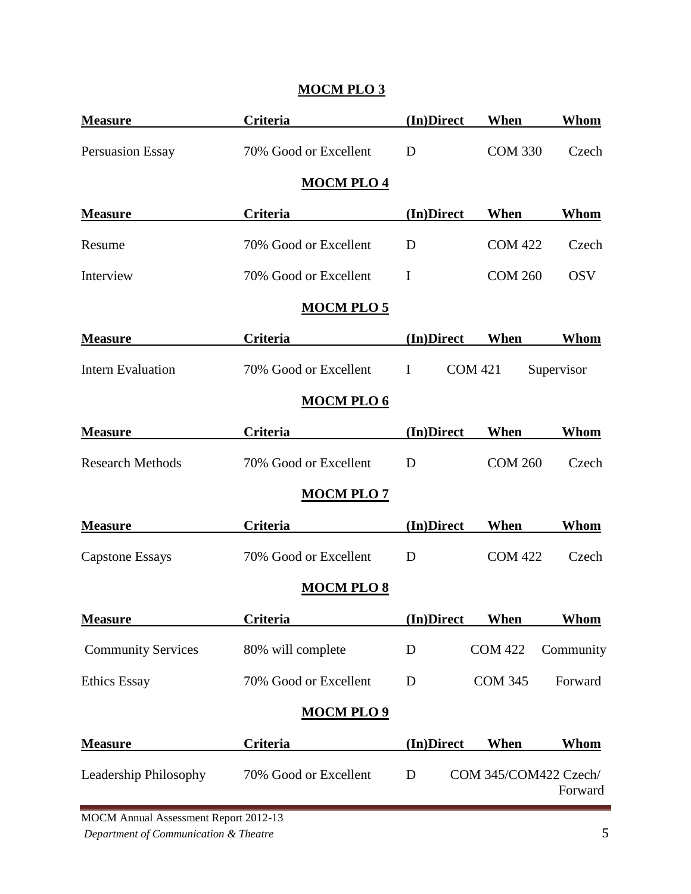**MOCM PLO 3**

| Measure | Criteria | (In)Direct | When | Whom |
|---|---|---|---|---|
| Persuasion Essay | 70% Good or Excellent | D | COM 330 | Czech |

**MOCM PLO 4**

| Measure | Criteria | (In)Direct | When | Whom |
|---|---|---|---|---|
| Resume | 70% Good or Excellent | D | COM 422 | Czech |
| Interview | 70% Good or Excellent | I | COM 260 | OSV |

**MOCM PLO 5**

| Measure | Criteria | (In)Direct | When | Whom |
|---|---|---|---|---|
| Intern Evaluation | 70% Good or Excellent | I | COM 421 | Supervisor |

**MOCM PLO 6**

| Measure | Criteria | (In)Direct | When | Whom |
|---|---|---|---|---|
| Research Methods | 70% Good or Excellent | D | COM 260 | Czech |

**MOCM PLO 7**

| Measure | Criteria | (In)Direct | When | Whom |
|---|---|---|---|---|
| Capstone Essays | 70% Good or Excellent | D | COM 422 | Czech |

**MOCM PLO 8**

| Measure | Criteria | (In)Direct | When | Whom |
|---|---|---|---|---|
| Community Services | 80% will complete | D | COM 422 | Community |
| Ethics Essay | 70% Good or Excellent | D | COM 345 | Forward |

**MOCM PLO 9**

| Measure | Criteria | (In)Direct | When | Whom |
|---|---|---|---|---|
| Leadership Philosophy | 70% Good or Excellent | D | COM 345/COM422 | Czech/ Forward |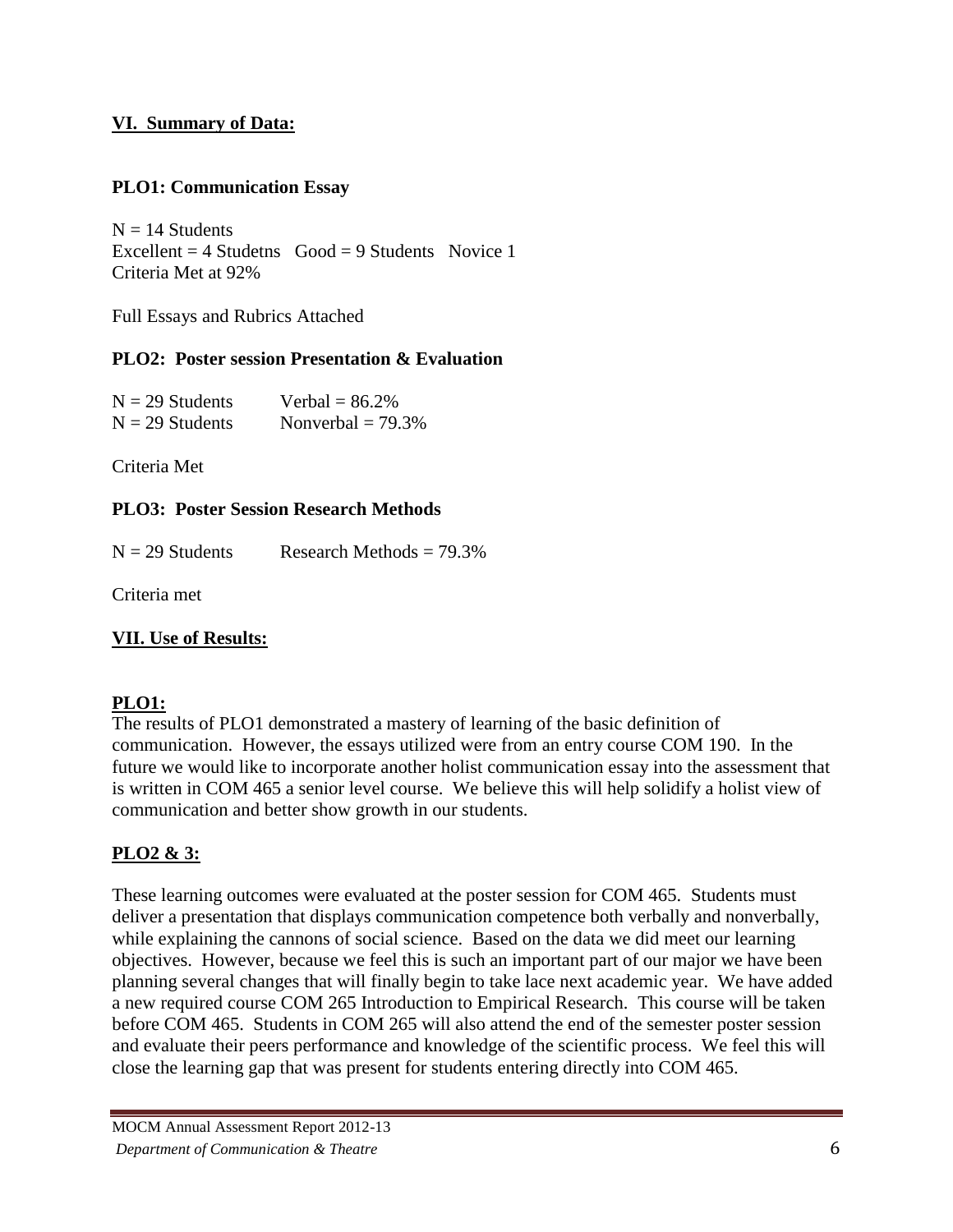## VI. Summary of Data:

### PLO1: Communication Essay

N = 14 Students
Excellent = 4 Studetns   Good = 9 Students   Novice 1
Criteria Met at 92%

Full Essays and Rubrics Attached

### PLO2: Poster session Presentation & Evaluation

| | |
|---|---|
| N = 29 Students | Verbal = 86.2% |
| N = 29 Students | Nonverbal = 79.3% |

Criteria Met

### PLO3: Poster Session Research Methods

N = 29 Students   Research Methods = 79.3%

Criteria met

## VII. Use of Results:

### PLO1:

The results of PLO1 demonstrated a mastery of learning of the basic definition of communication. However, the essays utilized were from an entry course COM 190. In the future we would like to incorporate another holist communication essay into the assessment that is written in COM 465 a senior level course. We believe this will help solidify a holist view of communication and better show growth in our students.

### PLO2 & 3:

These learning outcomes were evaluated at the poster session for COM 465. Students must deliver a presentation that displays communication competence both verbally and nonverbally, while explaining the cannons of social science. Based on the data we did meet our learning objectives. However, because we feel this is such an important part of our major we have been planning several changes that will finally begin to take lace next academic year. We have added a new required course COM 265 Introduction to Empirical Research. This course will be taken before COM 465. Students in COM 265 will also attend the end of the semester poster session and evaluate their peers performance and knowledge of the scientific process. We feel this will close the learning gap that was present for students entering directly into COM 465.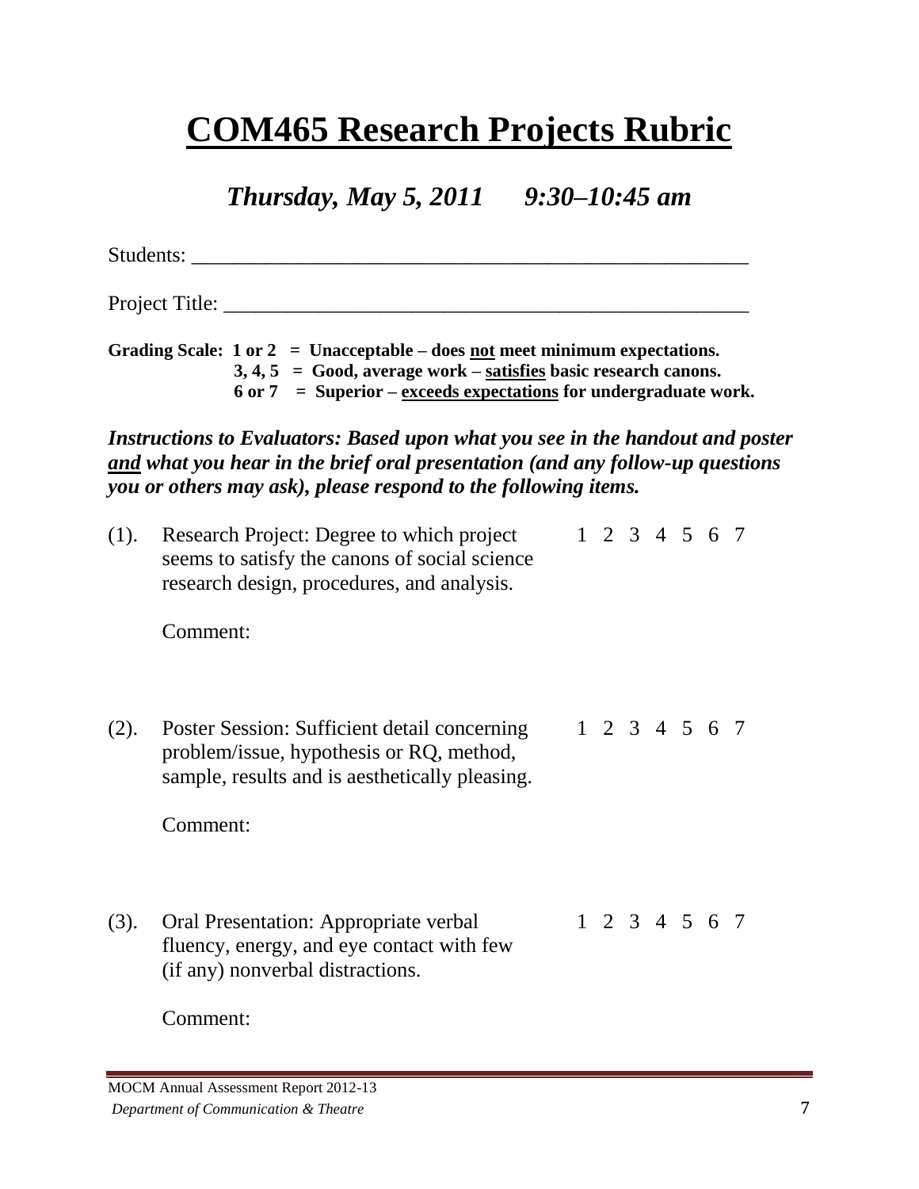# COM465 Research Projects Rubric

## *Thursday, May 5, 2011 9:30–10:45 am*

Students: ______________________________________________________

Project Title: ___________________________________________________

**Grading Scale: 1 or 2 = Unacceptable – does not meet minimum expectations.**
**3, 4, 5 = Good, average work – satisfies basic research canons.**
**6 or 7 = Superior – exceeds expectations for undergraduate work.**

***Instructions to Evaluators: Based upon what you see in the handout and poster and what you hear in the brief oral presentation (and any follow-up questions you or others may ask), please respond to the following items.***

(1). Research Project: Degree to which project seems to satisfy the canons of social science research design, procedures, and analysis. 1 2 3 4 5 6 7

Comment:

(2). Poster Session: Sufficient detail concerning problem/issue, hypothesis or RQ, method, sample, results and is aesthetically pleasing. 1 2 3 4 5 6 7

Comment:

(3). Oral Presentation: Appropriate verbal fluency, energy, and eye contact with few (if any) nonverbal distractions. 1 2 3 4 5 6 7

Comment: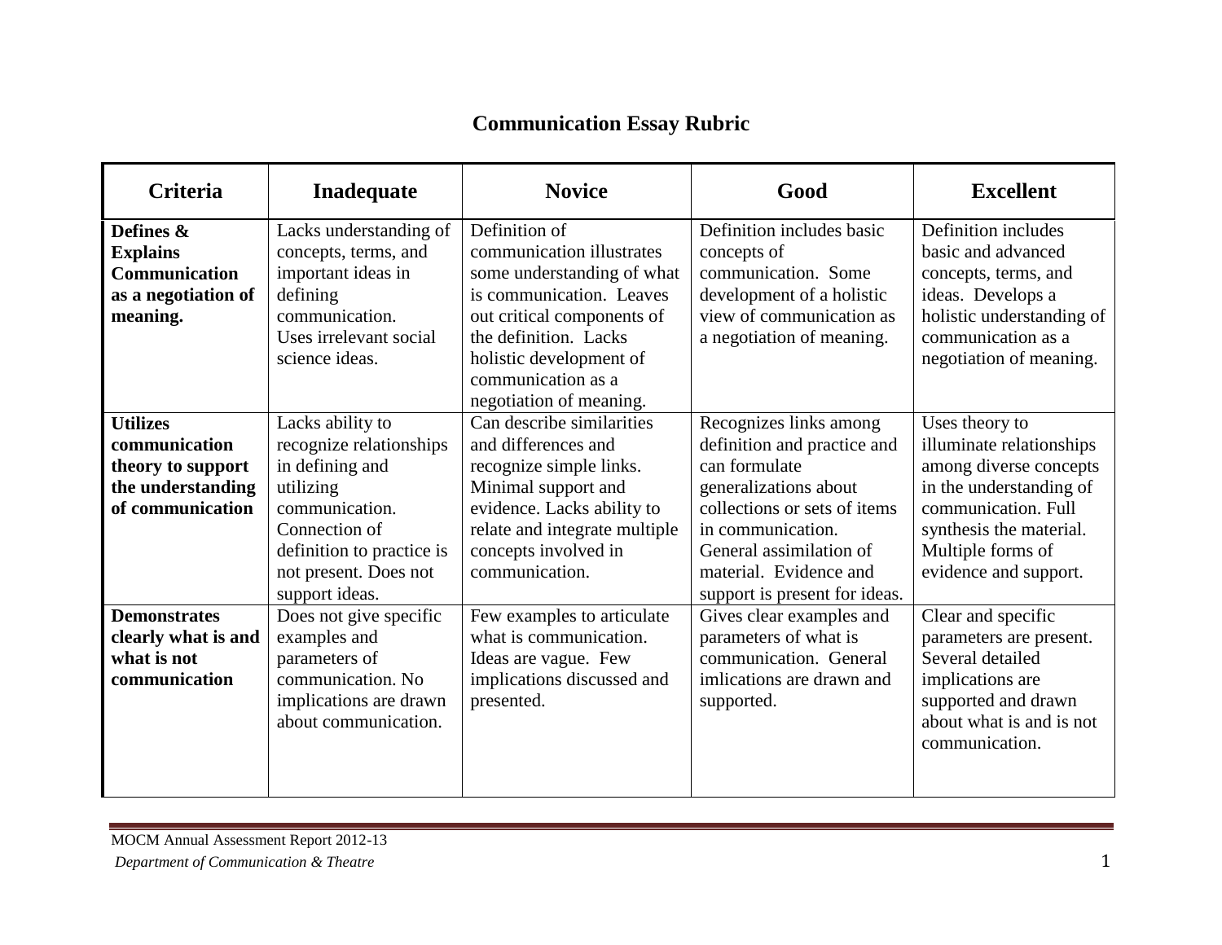## Communication Essay Rubric

| Criteria | Inadequate | Novice | Good | Excellent |
|---|---|---|---|---|
| **Defines & Explains Communication as a negotiation of meaning.** | Lacks understanding of concepts, terms, and important ideas in defining communication. Uses irrelevant social science ideas. | Definition of communication illustrates some understanding of what is communication. Leaves out critical components of the definition. Lacks holistic development of communication as a negotiation of meaning. | Definition includes basic concepts of communication. Some development of a holistic view of communication as a negotiation of meaning. | Definition includes basic and advanced concepts, terms, and ideas. Develops a holistic understanding of communication as a negotiation of meaning. |
| **Utilizes communication theory to support the understanding of communication** | Lacks ability to recognize relationships in defining and utilizing communication. Connection of definition to practice is not present. Does not support ideas. | Can describe similarities and differences and recognize simple links. Minimal support and evidence. Lacks ability to relate and integrate multiple concepts involved in communication. | Recognizes links among definition and practice and can formulate generalizations about collections or sets of items in communication. General assimilation of material. Evidence and support is present for ideas. | Uses theory to illuminate relationships among diverse concepts in the understanding of communication. Full synthesis the material. Multiple forms of evidence and support. |
| **Demonstrates clearly what is and what is not communication** | Does not give specific examples and parameters of communication. No implications are drawn about communication. | Few examples to articulate what is communication. Ideas are vague. Few implications discussed and presented. | Gives clear examples and parameters of what is communication. General imlications are drawn and supported. | Clear and specific parameters are present. Several detailed implications are supported and drawn about what is and is not communication. |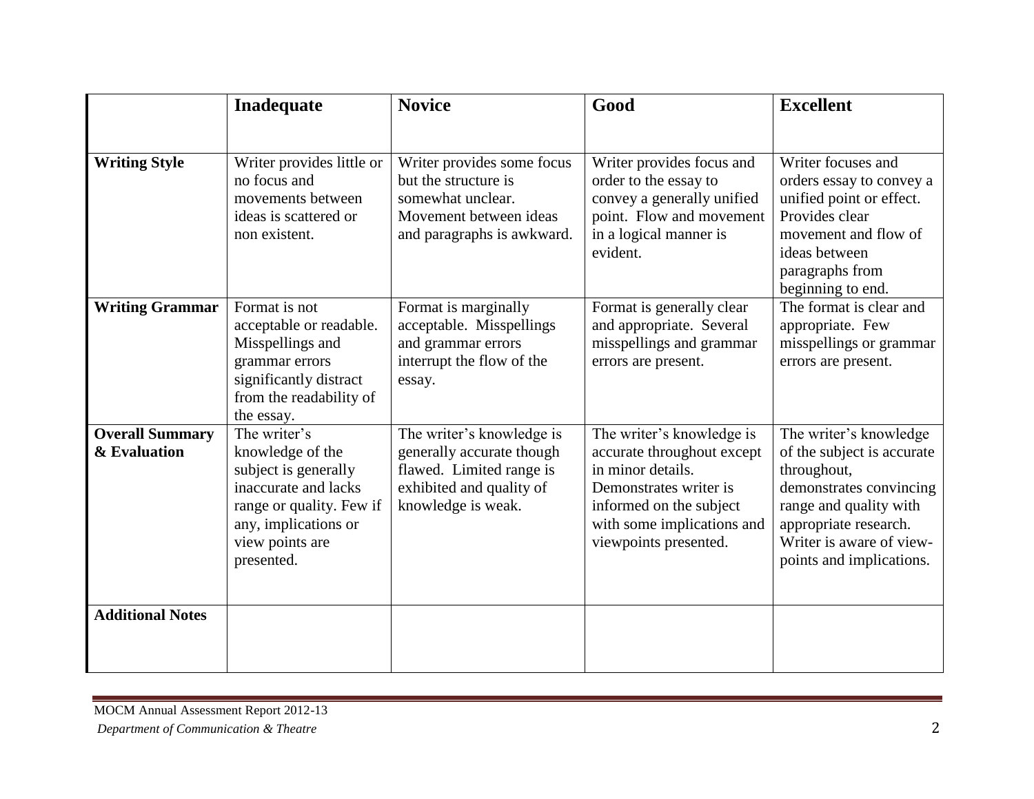| | Inadequate | Novice | Good | Excellent |
|---|---|---|---|---|
| **Writing Style** | Writer provides little or no focus and movements between ideas is scattered or non existent. | Writer provides some focus but the structure is somewhat unclear. Movement between ideas and paragraphs is awkward. | Writer provides focus and order to the essay to convey a generally unified point. Flow and movement in a logical manner is evident. | Writer focuses and orders essay to convey a unified point or effect. Provides clear movement and flow of ideas between paragraphs from beginning to end. |
| **Writing Grammar** | Format is not acceptable or readable. Misspellings and grammar errors significantly distract from the readability of the essay. | Format is marginally acceptable. Misspellings and grammar errors interrupt the flow of the essay. | Format is generally clear and appropriate. Several misspellings and grammar errors are present. | The format is clear and appropriate. Few misspellings or grammar errors are present. |
| **Overall Summary & Evaluation** | The writer's knowledge of the subject is generally inaccurate and lacks range or quality. Few if any, implications or view points are presented. | The writer's knowledge is generally accurate though flawed. Limited range is exhibited and quality of knowledge is weak. | The writer's knowledge is accurate throughout except in minor details. Demonstrates writer is informed on the subject with some implications and viewpoints presented. | The writer's knowledge of the subject is accurate throughout, demonstrates convincing range and quality with appropriate research. Writer is aware of view-points and implications. |
| **Additional Notes** | | | | |